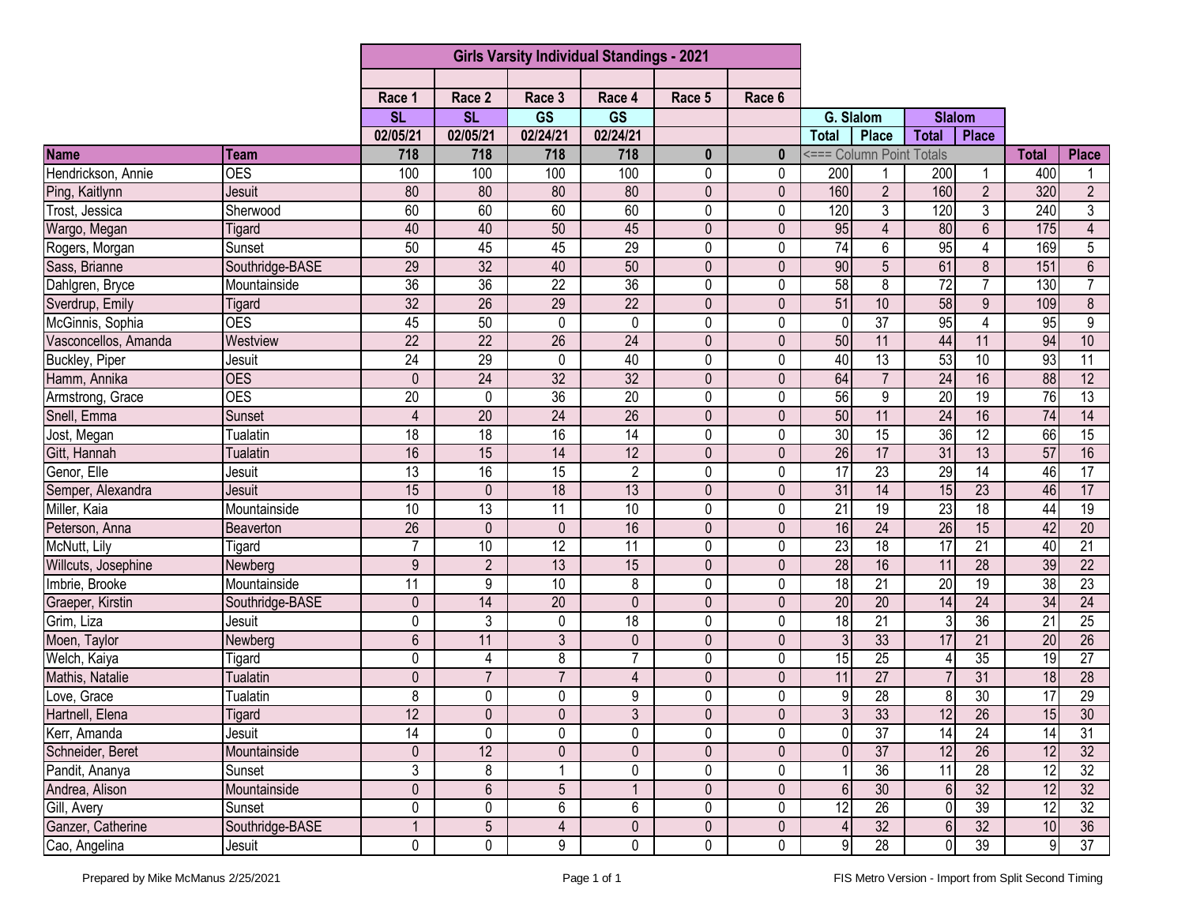| | | Girls Varsity Individual Standings - 2021 | | | | | | | | | | | |
|---|---|---|---|---|---|---|---|---|---|---|---|---|---|
| | | Race 1 | Race 2 | Race 3 | Race 4 | Race 5 | Race 6 | | | | | | |
| | | SL | SL | GS | GS | | | G. Slalom | | Slalom | | | |
| | | 02/05/21 | 02/05/21 | 02/24/21 | 02/24/21 | | | Total | Place | Total | Place | | |
| **Name** | **Team** | 718 | 718 | 718 | 718 | 0 | 0 | <=== Column Point Totals | | | | **Total** | **Place** |
| Hendrickson, Annie | OES | 100 | 100 | 100 | 100 | 0 | 0 | 200 | 1 | 200 | 1 | 400 | 1 |
| Ping, Kaitlynn | Jesuit | 80 | 80 | 80 | 80 | 0 | 0 | 160 | 2 | 160 | 2 | 320 | 2 |
| Trost, Jessica | Sherwood | 60 | 60 | 60 | 60 | 0 | 0 | 120 | 3 | 120 | 3 | 240 | 3 |
| Wargo, Megan | Tigard | 40 | 40 | 50 | 45 | 0 | 0 | 95 | 4 | 80 | 6 | 175 | 4 |
| Rogers, Morgan | Sunset | 50 | 45 | 45 | 29 | 0 | 0 | 74 | 6 | 95 | 4 | 169 | 5 |
| Sass, Brianne | Southridge-BASE | 29 | 32 | 40 | 50 | 0 | 0 | 90 | 5 | 61 | 8 | 151 | 6 |
| Dahlgren, Bryce | Mountainside | 36 | 36 | 22 | 36 | 0 | 0 | 58 | 8 | 72 | 7 | 130 | 7 |
| Sverdrup, Emily | Tigard | 32 | 26 | 29 | 22 | 0 | 0 | 51 | 10 | 58 | 9 | 109 | 8 |
| McGinnis, Sophia | OES | 45 | 50 | 0 | 0 | 0 | 0 | 0 | 37 | 95 | 4 | 95 | 9 |
| Vasconcellos, Amanda | Westview | 22 | 22 | 26 | 24 | 0 | 0 | 50 | 11 | 44 | 11 | 94 | 10 |
| Buckley, Piper | Jesuit | 24 | 29 | 0 | 40 | 0 | 0 | 40 | 13 | 53 | 10 | 93 | 11 |
| Hamm, Annika | OES | 0 | 24 | 32 | 32 | 0 | 0 | 64 | 7 | 24 | 16 | 88 | 12 |
| Armstrong, Grace | OES | 20 | 0 | 36 | 20 | 0 | 0 | 56 | 9 | 20 | 19 | 76 | 13 |
| Snell, Emma | Sunset | 4 | 20 | 24 | 26 | 0 | 0 | 50 | 11 | 24 | 16 | 74 | 14 |
| Jost, Megan | Tualatin | 18 | 18 | 16 | 14 | 0 | 0 | 30 | 15 | 36 | 12 | 66 | 15 |
| Gitt, Hannah | Tualatin | 16 | 15 | 14 | 12 | 0 | 0 | 26 | 17 | 31 | 13 | 57 | 16 |
| Genor, Elle | Jesuit | 13 | 16 | 15 | 2 | 0 | 0 | 17 | 23 | 29 | 14 | 46 | 17 |
| Semper, Alexandra | Jesuit | 15 | 0 | 18 | 13 | 0 | 0 | 31 | 14 | 15 | 23 | 46 | 17 |
| Miller, Kaia | Mountainside | 10 | 13 | 11 | 10 | 0 | 0 | 21 | 19 | 23 | 18 | 44 | 19 |
| Peterson, Anna | Beaverton | 26 | 0 | 0 | 16 | 0 | 0 | 16 | 24 | 26 | 15 | 42 | 20 |
| McNutt, Lily | Tigard | 7 | 10 | 12 | 11 | 0 | 0 | 23 | 18 | 17 | 21 | 40 | 21 |
| Willcuts, Josephine | Newberg | 9 | 2 | 13 | 15 | 0 | 0 | 28 | 16 | 11 | 28 | 39 | 22 |
| Imbrie, Brooke | Mountainside | 11 | 9 | 10 | 8 | 0 | 0 | 18 | 21 | 20 | 19 | 38 | 23 |
| Graeper, Kirstin | Southridge-BASE | 0 | 14 | 20 | 0 | 0 | 0 | 20 | 20 | 14 | 24 | 34 | 24 |
| Grim, Liza | Jesuit | 0 | 3 | 0 | 18 | 0 | 0 | 18 | 21 | 3 | 36 | 21 | 25 |
| Moen, Taylor | Newberg | 6 | 11 | 3 | 0 | 0 | 0 | 3 | 33 | 17 | 21 | 20 | 26 |
| Welch, Kaiya | Tigard | 0 | 4 | 8 | 7 | 0 | 0 | 15 | 25 | 4 | 35 | 19 | 27 |
| Mathis, Natalie | Tualatin | 0 | 7 | 7 | 4 | 0 | 0 | 11 | 27 | 7 | 31 | 18 | 28 |
| Love, Grace | Tualatin | 8 | 0 | 0 | 9 | 0 | 0 | 9 | 28 | 8 | 30 | 17 | 29 |
| Hartnell, Elena | Tigard | 12 | 0 | 0 | 3 | 0 | 0 | 3 | 33 | 12 | 26 | 15 | 30 |
| Kerr, Amanda | Jesuit | 14 | 0 | 0 | 0 | 0 | 0 | 0 | 37 | 14 | 24 | 14 | 31 |
| Schneider, Beret | Mountainside | 0 | 12 | 0 | 0 | 0 | 0 | 0 | 37 | 12 | 26 | 12 | 32 |
| Pandit, Ananya | Sunset | 3 | 8 | 1 | 0 | 0 | 0 | 1 | 36 | 11 | 28 | 12 | 32 |
| Andrea, Alison | Mountainside | 0 | 6 | 5 | 1 | 0 | 0 | 6 | 30 | 6 | 32 | 12 | 32 |
| Gill, Avery | Sunset | 0 | 0 | 6 | 6 | 0 | 0 | 12 | 26 | 0 | 39 | 12 | 32 |
| Ganzer, Catherine | Southridge-BASE | 1 | 5 | 4 | 0 | 0 | 0 | 4 | 32 | 6 | 32 | 10 | 36 |
| Cao, Angelina | Jesuit | 0 | 0 | 9 | 0 | 0 | 0 | 9 | 28 | 0 | 39 | 9 | 37 |

Prepared by Mike McManus 2/25/2021

FIS Metro Version - Import from Split Second Timing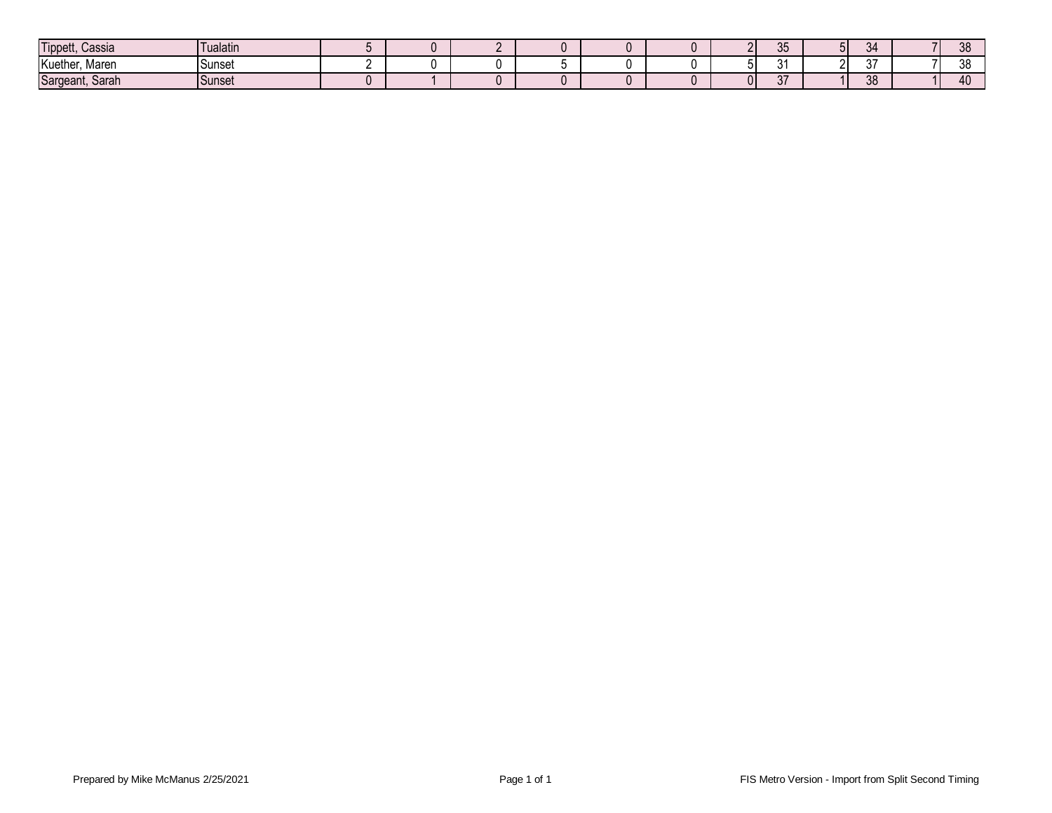| | | | | | | | | | | | | | |
|---|---|---|---|---|---|---|---|---|---|---|---|---|---|
| Tippett, Cassia | Tualatin | 5 | 0 | 2 | 0 | 0 | 0 | 2 | 35 | 5 | 34 | 7 | 38 |
| Kuether, Maren | Sunset | 2 | 0 | 0 | 5 | 0 | 0 | 5 | 31 | 2 | 37 | 7 | 38 |
| Sargeant, Sarah | Sunset | 0 | 1 | 0 | 0 | 0 | 0 | 0 | 37 | 1 | 38 | 1 | 40 |

Prepared by Mike McManus 2/25/2021

FIS Metro Version - Import from Split Second Timing